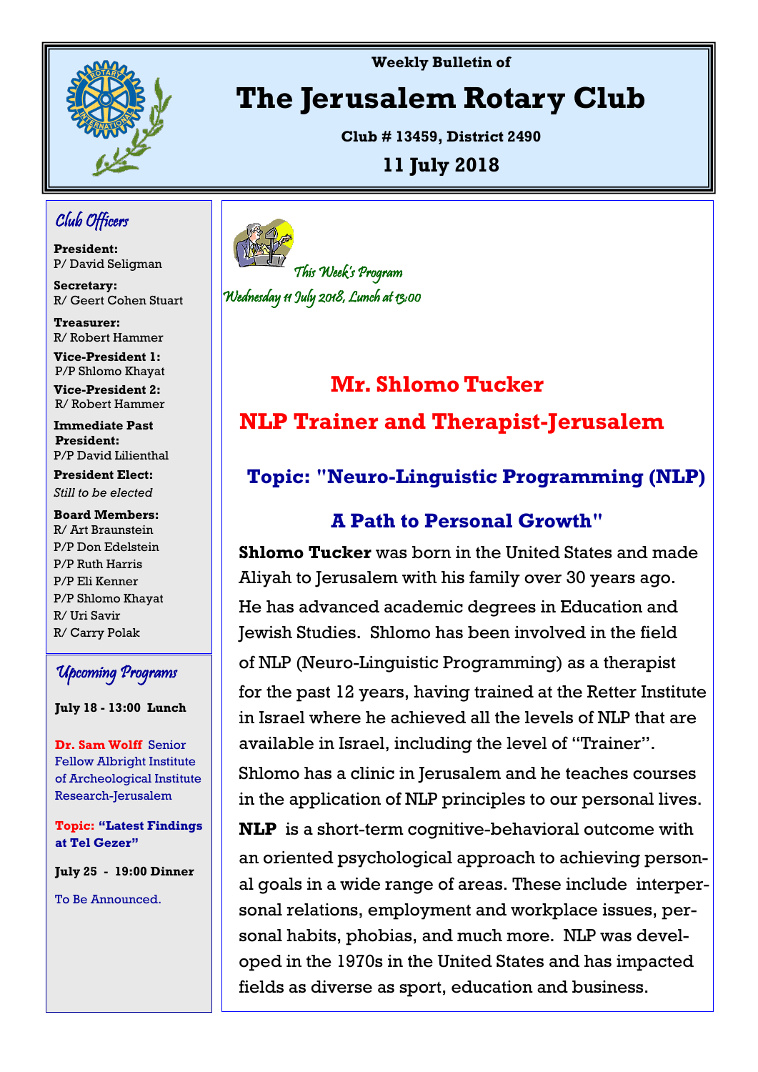Weekly Bulletin of

# The Jerusalem Rotary Club

**Club # 13459, District 2490**

**11 July 2018**

## Club Officers

**President:**
P/ David Seligman

**Secretary:**
R/ Geert Cohen Stuart

**Treasurer:**
R/ Robert Hammer

**Vice-President 1:**
P/P Shlomo Khayat

**Vice-President 2:**
R/ Robert Hammer

**Immediate Past President:**
P/P David Lilienthal

**President Elect:**
*Still to be elected*

**Board Members:**
R/ Art Braunstein
P/P Don Edelstein
P/P Ruth Harris
P/P Eli Kenner
P/P Shlomo Khayat
R/ Uri Savir
R/ Carry Polak

## Upcoming Programs

**July 18 - 13:00 Lunch**

**Dr. Sam Wolff** Senior Fellow Albright Institute of Archeological Institute Research-Jerusalem

**Topic: "Latest Findings at Tel Gezer"**

**July 25 - 19:00 Dinner**

To Be Announced.

## This Week's Program

Wednesday 11 July 2018, Lunch at 13:00

## Mr. Shlomo Tucker

## NLP Trainer and Therapist-Jerusalem

### Topic: "Neuro-Linguistic Programming (NLP) A Path to Personal Growth"

**Shlomo Tucker** was born in the United States and made Aliyah to Jerusalem with his family over 30 years ago. He has advanced academic degrees in Education and Jewish Studies. Shlomo has been involved in the field of NLP (Neuro-Linguistic Programming) as a therapist for the past 12 years, having trained at the Retter Institute in Israel where he achieved all the levels of NLP that are available in Israel, including the level of "Trainer". Shlomo has a clinic in Jerusalem and he teaches courses in the application of NLP principles to our personal lives.

**NLP** is a short-term cognitive-behavioral outcome with an oriented psychological approach to achieving personal goals in a wide range of areas. These include interpersonal relations, employment and workplace issues, personal habits, phobias, and much more. NLP was developed in the 1970s in the United States and has impacted fields as diverse as sport, education and business.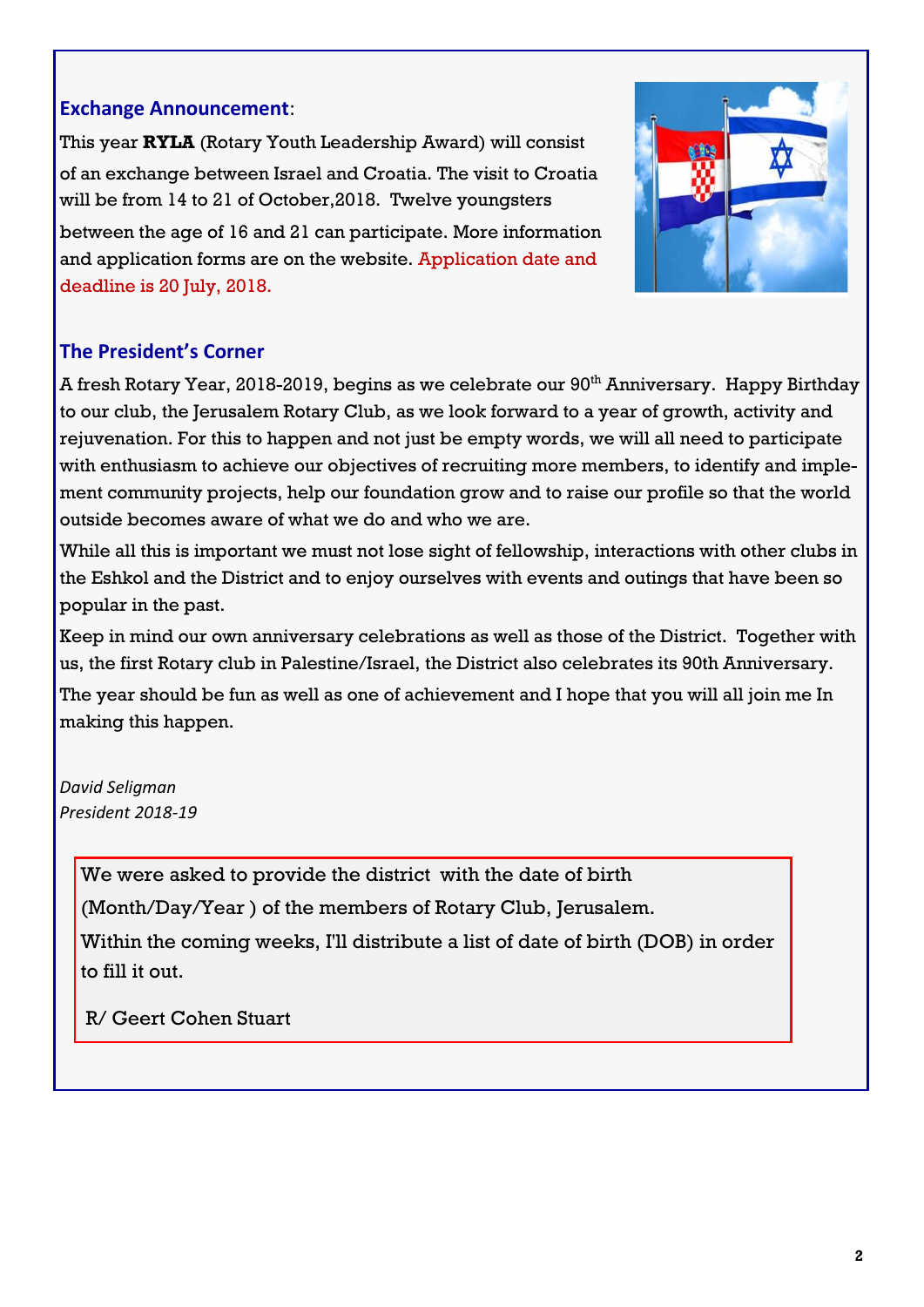## Exchange Announcement:

This year **RYLA** (Rotary Youth Leadership Award) will consist of an exchange between Israel and Croatia. The visit to Croatia will be from 14 to 21 of October,2018. Twelve youngsters between the age of 16 and 21 can participate. More information and application forms are on the website. Application date and deadline is 20 July, 2018.

## The President's Corner

A fresh Rotary Year, 2018-2019, begins as we celebrate our 90th Anniversary. Happy Birthday to our club, the Jerusalem Rotary Club, as we look forward to a year of growth, activity and rejuvenation. For this to happen and not just be empty words, we will all need to participate with enthusiasm to achieve our objectives of recruiting more members, to identify and implement community projects, help our foundation grow and to raise our profile so that the world outside becomes aware of what we do and who we are.

While all this is important we must not lose sight of fellowship, interactions with other clubs in the Eshkol and the District and to enjoy ourselves with events and outings that have been so popular in the past.

Keep in mind our own anniversary celebrations as well as those of the District. Together with us, the first Rotary club in Palestine/Israel, the District also celebrates its 90th Anniversary.

The year should be fun as well as one of achievement and I hope that you will all join me In making this happen.

*David Seligman*
*President 2018-19*

We were asked to provide the district with the date of birth (Month/Day/Year ) of the members of Rotary Club, Jerusalem.

Within the coming weeks, I'll distribute a list of date of birth (DOB) in order to fill it out.

R/ Geert Cohen Stuart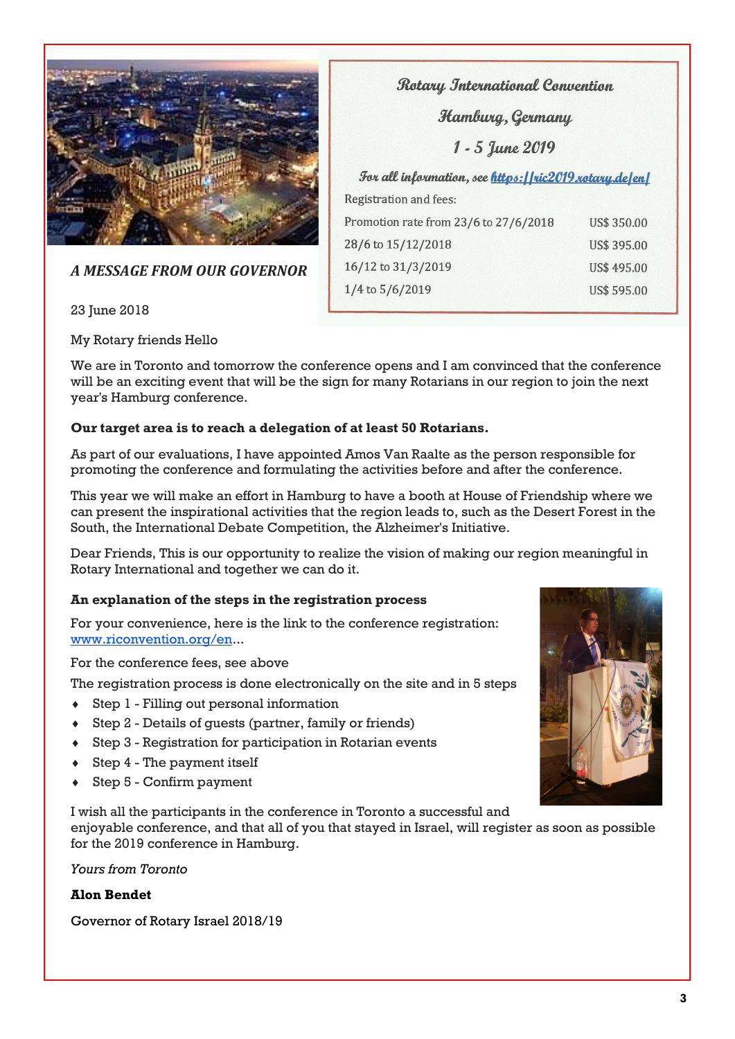## *Rotary International Convention*

## *Hamburg, Germany*

## *1 - 5 June 2019*

*For all information, see* [https://ric2019.rotary.de/en/](https://ric2019.rotary.de/en/)

Registration and fees:

| | |
|---|---|
| Promotion rate from 23/6 to 27/6/2018 | US$ 350.00 |
| 28/6 to 15/12/2018 | US$ 395.00 |
| 16/12 to 31/3/2019 | US$ 495.00 |
| 1/4 to 5/6/2019 | US$ 595.00 |

### *A MESSAGE FROM OUR GOVERNOR*

23 June 2018

My Rotary friends Hello

We are in Toronto and tomorrow the conference opens and I am convinced that the conference will be an exciting event that will be the sign for many Rotarians in our region to join the next year's Hamburg conference.

**Our target area is to reach a delegation of at least 50 Rotarians.**

As part of our evaluations, I have appointed Amos Van Raalte as the person responsible for promoting the conference and formulating the activities before and after the conference.

This year we will make an effort in Hamburg to have a booth at House of Friendship where we can present the inspirational activities that the region leads to, such as the Desert Forest in the South, the International Debate Competition, the Alzheimer's Initiative.

Dear Friends, This is our opportunity to realize the vision of making our region meaningful in Rotary International and together we can do it.

**An explanation of the steps in the registration process**

For your convenience, here is the link to the conference registration: [www.riconvention.org/en](www.riconvention.org/en)...

For the conference fees, see above

The registration process is done electronically on the site and in 5 steps

- Step 1 - Filling out personal information
- Step 2 - Details of guests (partner, family or friends)
- Step 3 - Registration for participation in Rotarian events
- Step 4 - The payment itself
- Step 5 - Confirm payment

I wish all the participants in the conference in Toronto a successful and enjoyable conference, and that all of you that stayed in Israel, will register as soon as possible for the 2019 conference in Hamburg.

*Yours from Toronto*

**Alon Bendet**

Governor of Rotary Israel 2018/19